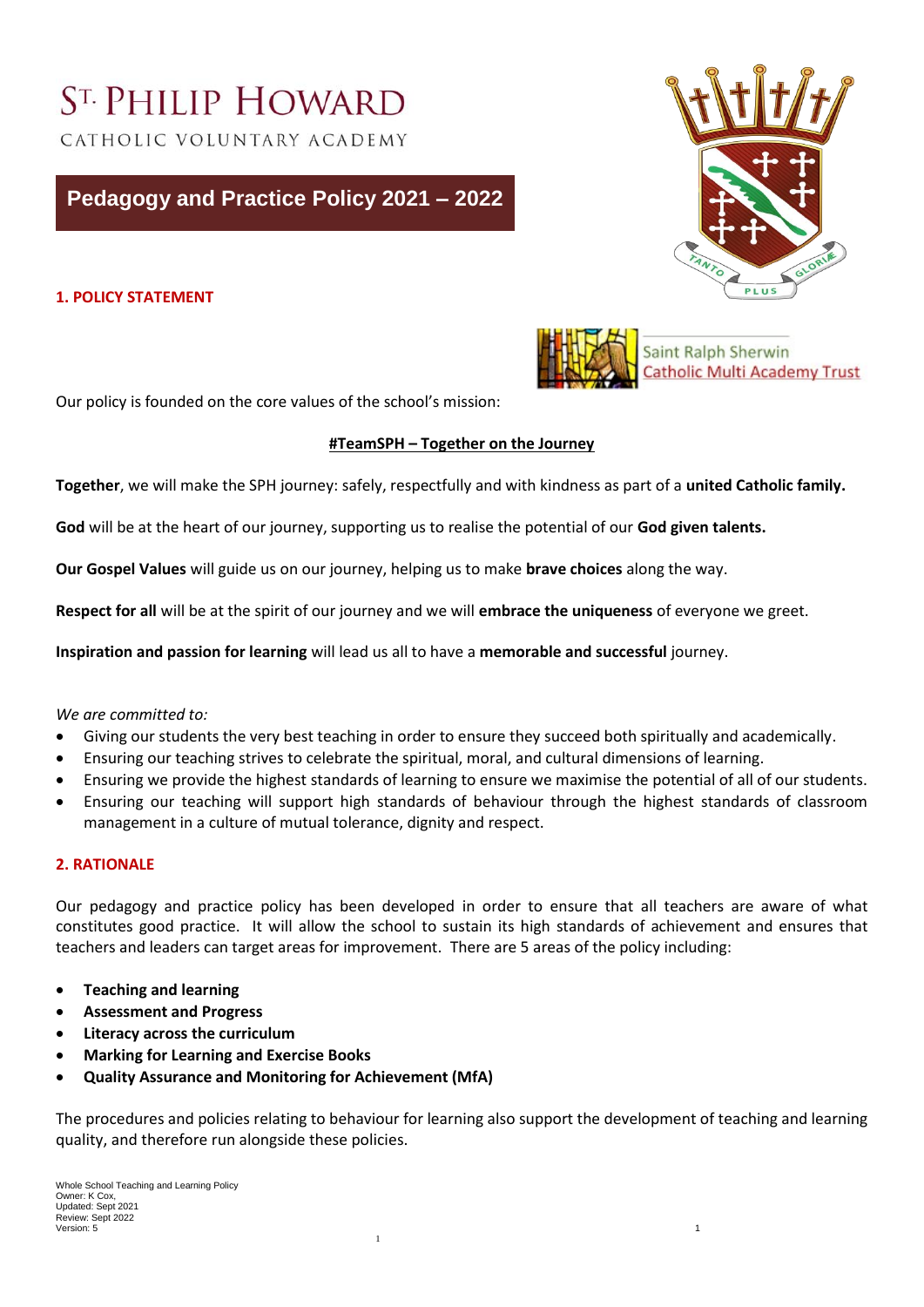# ST. PHILIP HOWARD

CATHOLIC VOLUNTARY ACADEMY

## Pedagogy and Practice Policy 2021 – 2022

Saint Ralph Sherwin Catholic Multi Academy Trust

### 1. POLICY STATEMENT

Our policy is founded on the core values of the school's mission:

**#TeamSPH – Together on the Journey**

**Together**, we will make the SPH journey: safely, respectfully and with kindness as part of a **united Catholic family.**

**God** will be at the heart of our journey, supporting us to realise the potential of our **God given talents.**

**Our Gospel Values** will guide us on our journey, helping us to make **brave choices** along the way.

**Respect for all** will be at the spirit of our journey and we will **embrace the uniqueness** of everyone we greet.

**Inspiration and passion for learning** will lead us all to have a **memorable and successful** journey.

*We are committed to:*

- Giving our students the very best teaching in order to ensure they succeed both spiritually and academically.
- Ensuring our teaching strives to celebrate the spiritual, moral, and cultural dimensions of learning.
- Ensuring we provide the highest standards of learning to ensure we maximise the potential of all of our students.
- Ensuring our teaching will support high standards of behaviour through the highest standards of classroom management in a culture of mutual tolerance, dignity and respect.

### 2. RATIONALE

Our pedagogy and practice policy has been developed in order to ensure that all teachers are aware of what constitutes good practice. It will allow the school to sustain its high standards of achievement and ensures that teachers and leaders can target areas for improvement. There are 5 areas of the policy including:

- **Teaching and learning**
- **Assessment and Progress**
- **Literacy across the curriculum**
- **Marking for Learning and Exercise Books**
- **Quality Assurance and Monitoring for Achievement (MfA)**

The procedures and policies relating to behaviour for learning also support the development of teaching and learning quality, and therefore run alongside these policies.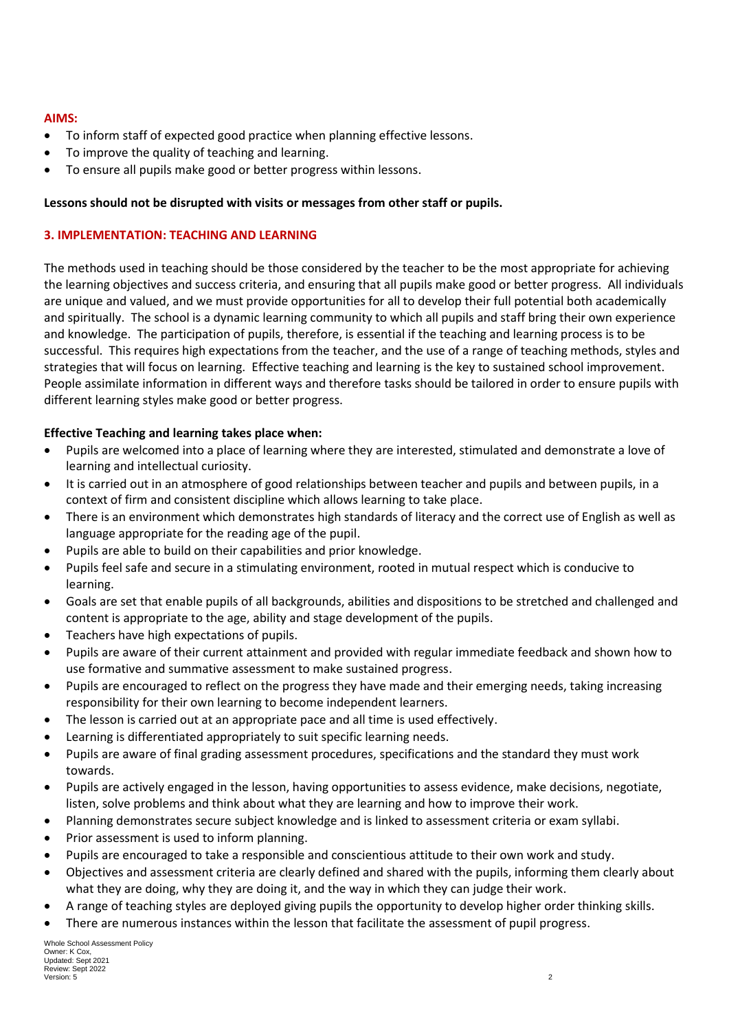**AIMS:**

- To inform staff of expected good practice when planning effective lessons.
- To improve the quality of teaching and learning.
- To ensure all pupils make good or better progress within lessons.

**Lessons should not be disrupted with visits or messages from other staff or pupils.**

## 3. IMPLEMENTATION: TEACHING AND LEARNING

The methods used in teaching should be those considered by the teacher to be the most appropriate for achieving the learning objectives and success criteria, and ensuring that all pupils make good or better progress. All individuals are unique and valued, and we must provide opportunities for all to develop their full potential both academically and spiritually. The school is a dynamic learning community to which all pupils and staff bring their own experience and knowledge. The participation of pupils, therefore, is essential if the teaching and learning process is to be successful. This requires high expectations from the teacher, and the use of a range of teaching methods, styles and strategies that will focus on learning. Effective teaching and learning is the key to sustained school improvement. People assimilate information in different ways and therefore tasks should be tailored in order to ensure pupils with different learning styles make good or better progress.

**Effective Teaching and learning takes place when:**

- Pupils are welcomed into a place of learning where they are interested, stimulated and demonstrate a love of learning and intellectual curiosity.
- It is carried out in an atmosphere of good relationships between teacher and pupils and between pupils, in a context of firm and consistent discipline which allows learning to take place.
- There is an environment which demonstrates high standards of literacy and the correct use of English as well as language appropriate for the reading age of the pupil.
- Pupils are able to build on their capabilities and prior knowledge.
- Pupils feel safe and secure in a stimulating environment, rooted in mutual respect which is conducive to learning.
- Goals are set that enable pupils of all backgrounds, abilities and dispositions to be stretched and challenged and content is appropriate to the age, ability and stage development of the pupils.
- Teachers have high expectations of pupils.
- Pupils are aware of their current attainment and provided with regular immediate feedback and shown how to use formative and summative assessment to make sustained progress.
- Pupils are encouraged to reflect on the progress they have made and their emerging needs, taking increasing responsibility for their own learning to become independent learners.
- The lesson is carried out at an appropriate pace and all time is used effectively.
- Learning is differentiated appropriately to suit specific learning needs.
- Pupils are aware of final grading assessment procedures, specifications and the standard they must work towards.
- Pupils are actively engaged in the lesson, having opportunities to assess evidence, make decisions, negotiate, listen, solve problems and think about what they are learning and how to improve their work.
- Planning demonstrates secure subject knowledge and is linked to assessment criteria or exam syllabi.
- Prior assessment is used to inform planning.
- Pupils are encouraged to take a responsible and conscientious attitude to their own work and study.
- Objectives and assessment criteria are clearly defined and shared with the pupils, informing them clearly about what they are doing, why they are doing it, and the way in which they can judge their work.
- A range of teaching styles are deployed giving pupils the opportunity to develop higher order thinking skills.
- There are numerous instances within the lesson that facilitate the assessment of pupil progress.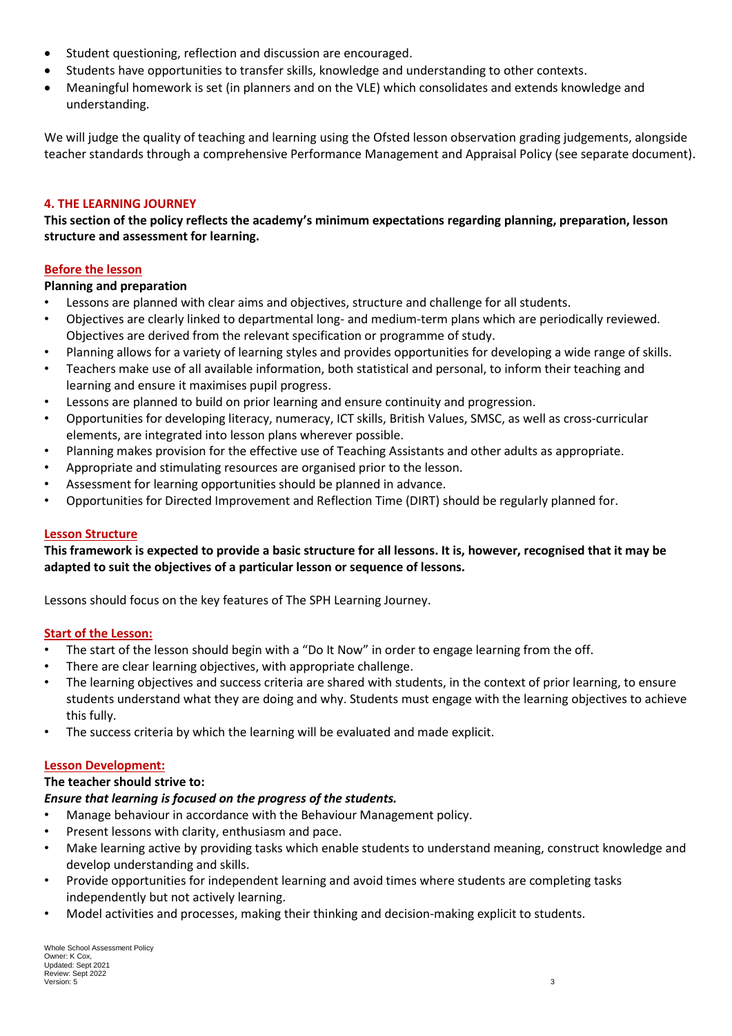- Student questioning, reflection and discussion are encouraged.
- Students have opportunities to transfer skills, knowledge and understanding to other contexts.
- Meaningful homework is set (in planners and on the VLE) which consolidates and extends knowledge and understanding.

We will judge the quality of teaching and learning using the Ofsted lesson observation grading judgements, alongside teacher standards through a comprehensive Performance Management and Appraisal Policy (see separate document).

## 4. THE LEARNING JOURNEY

**This section of the policy reflects the academy's minimum expectations regarding planning, preparation, lesson structure and assessment for learning.**

### Before the lesson

**Planning and preparation**

- Lessons are planned with clear aims and objectives, structure and challenge for all students.
- Objectives are clearly linked to departmental long- and medium-term plans which are periodically reviewed. Objectives are derived from the relevant specification or programme of study.
- Planning allows for a variety of learning styles and provides opportunities for developing a wide range of skills.
- Teachers make use of all available information, both statistical and personal, to inform their teaching and learning and ensure it maximises pupil progress.
- Lessons are planned to build on prior learning and ensure continuity and progression.
- Opportunities for developing literacy, numeracy, ICT skills, British Values, SMSC, as well as cross-curricular elements, are integrated into lesson plans wherever possible.
- Planning makes provision for the effective use of Teaching Assistants and other adults as appropriate.
- Appropriate and stimulating resources are organised prior to the lesson.
- Assessment for learning opportunities should be planned in advance.
- Opportunities for Directed Improvement and Reflection Time (DIRT) should be regularly planned for.

### Lesson Structure

**This framework is expected to provide a basic structure for all lessons. It is, however, recognised that it may be adapted to suit the objectives of a particular lesson or sequence of lessons.**

Lessons should focus on the key features of The SPH Learning Journey.

### Start of the Lesson:

- The start of the lesson should begin with a "Do It Now" in order to engage learning from the off.
- There are clear learning objectives, with appropriate challenge.
- The learning objectives and success criteria are shared with students, in the context of prior learning, to ensure students understand what they are doing and why. Students must engage with the learning objectives to achieve this fully.
- The success criteria by which the learning will be evaluated and made explicit.

### Lesson Development:

**The teacher should strive to:**

***Ensure that learning is focused on the progress of the students.***

- Manage behaviour in accordance with the Behaviour Management policy.
- Present lessons with clarity, enthusiasm and pace.
- Make learning active by providing tasks which enable students to understand meaning, construct knowledge and develop understanding and skills.
- Provide opportunities for independent learning and avoid times where students are completing tasks independently but not actively learning.
- Model activities and processes, making their thinking and decision-making explicit to students.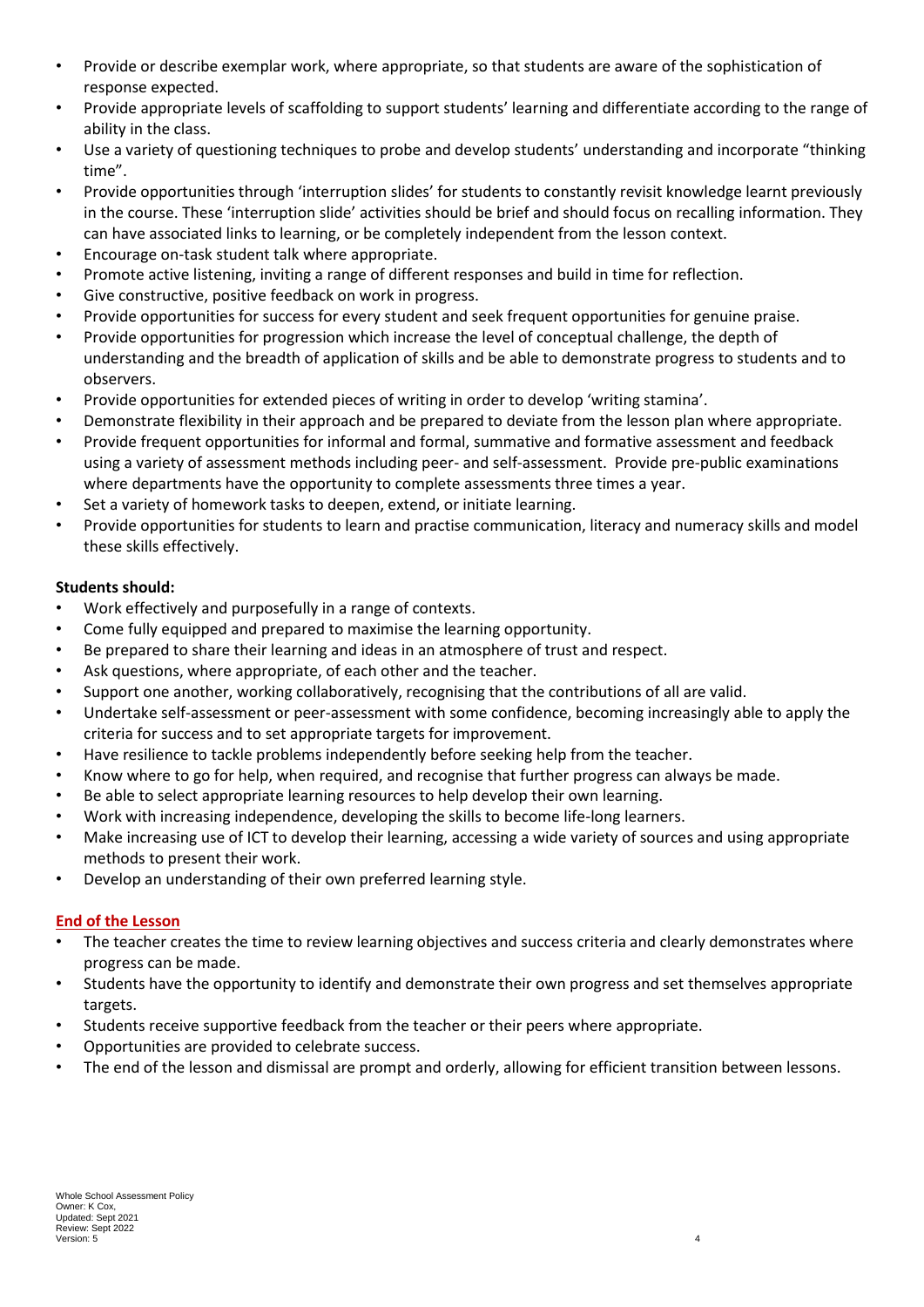- Provide or describe exemplar work, where appropriate, so that students are aware of the sophistication of response expected.
- Provide appropriate levels of scaffolding to support students' learning and differentiate according to the range of ability in the class.
- Use a variety of questioning techniques to probe and develop students' understanding and incorporate "thinking time".
- Provide opportunities through 'interruption slides' for students to constantly revisit knowledge learnt previously in the course. These 'interruption slide' activities should be brief and should focus on recalling information. They can have associated links to learning, or be completely independent from the lesson context.
- Encourage on-task student talk where appropriate.
- Promote active listening, inviting a range of different responses and build in time for reflection.
- Give constructive, positive feedback on work in progress.
- Provide opportunities for success for every student and seek frequent opportunities for genuine praise.
- Provide opportunities for progression which increase the level of conceptual challenge, the depth of understanding and the breadth of application of skills and be able to demonstrate progress to students and to observers.
- Provide opportunities for extended pieces of writing in order to develop 'writing stamina'.
- Demonstrate flexibility in their approach and be prepared to deviate from the lesson plan where appropriate.
- Provide frequent opportunities for informal and formal, summative and formative assessment and feedback using a variety of assessment methods including peer- and self-assessment. Provide pre-public examinations where departments have the opportunity to complete assessments three times a year.
- Set a variety of homework tasks to deepen, extend, or initiate learning.
- Provide opportunities for students to learn and practise communication, literacy and numeracy skills and model these skills effectively.

**Students should:**

- Work effectively and purposefully in a range of contexts.
- Come fully equipped and prepared to maximise the learning opportunity.
- Be prepared to share their learning and ideas in an atmosphere of trust and respect.
- Ask questions, where appropriate, of each other and the teacher.
- Support one another, working collaboratively, recognising that the contributions of all are valid.
- Undertake self-assessment or peer-assessment with some confidence, becoming increasingly able to apply the criteria for success and to set appropriate targets for improvement.
- Have resilience to tackle problems independently before seeking help from the teacher.
- Know where to go for help, when required, and recognise that further progress can always be made.
- Be able to select appropriate learning resources to help develop their own learning.
- Work with increasing independence, developing the skills to become life-long learners.
- Make increasing use of ICT to develop their learning, accessing a wide variety of sources and using appropriate methods to present their work.
- Develop an understanding of their own preferred learning style.

## End of the Lesson

- The teacher creates the time to review learning objectives and success criteria and clearly demonstrates where progress can be made.
- Students have the opportunity to identify and demonstrate their own progress and set themselves appropriate targets.
- Students receive supportive feedback from the teacher or their peers where appropriate.
- Opportunities are provided to celebrate success.
- The end of the lesson and dismissal are prompt and orderly, allowing for efficient transition between lessons.